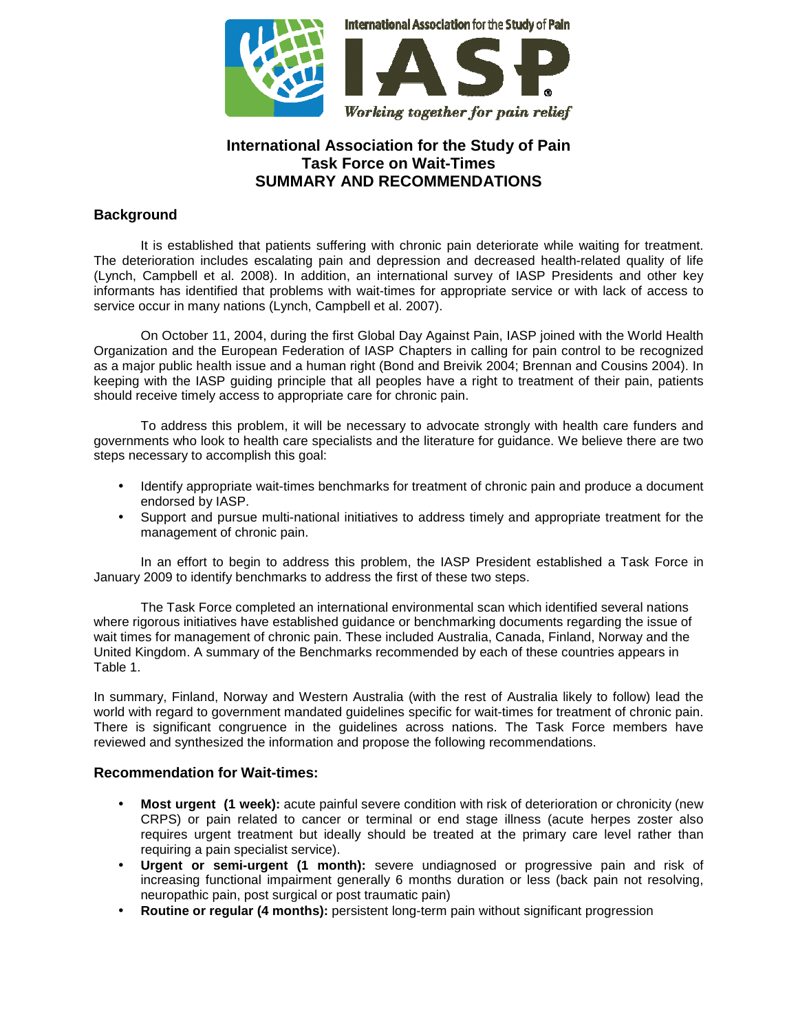International Association for the Study of Pain

IASP

*Working together for pain relief*

# International Association for the Study of Pain
# Task Force on Wait-Times
# SUMMARY AND RECOMMENDATIONS

## Background

It is established that patients suffering with chronic pain deteriorate while waiting for treatment. The deterioration includes escalating pain and depression and decreased health-related quality of life (Lynch, Campbell et al. 2008). In addition, an international survey of IASP Presidents and other key informants has identified that problems with wait-times for appropriate service or with lack of access to service occur in many nations (Lynch, Campbell et al. 2007).

On October 11, 2004, during the first Global Day Against Pain, IASP joined with the World Health Organization and the European Federation of IASP Chapters in calling for pain control to be recognized as a major public health issue and a human right (Bond and Breivik 2004; Brennan and Cousins 2004). In keeping with the IASP guiding principle that all peoples have a right to treatment of their pain, patients should receive timely access to appropriate care for chronic pain.

To address this problem, it will be necessary to advocate strongly with health care funders and governments who look to health care specialists and the literature for guidance. We believe there are two steps necessary to accomplish this goal:

- Identify appropriate wait-times benchmarks for treatment of chronic pain and produce a document endorsed by IASP.
- Support and pursue multi-national initiatives to address timely and appropriate treatment for the management of chronic pain.

In an effort to begin to address this problem, the IASP President established a Task Force in January 2009 to identify benchmarks to address the first of these two steps.

The Task Force completed an international environmental scan which identified several nations where rigorous initiatives have established guidance or benchmarking documents regarding the issue of wait times for management of chronic pain. These included Australia, Canada, Finland, Norway and the United Kingdom. A summary of the Benchmarks recommended by each of these countries appears in Table 1.

In summary, Finland, Norway and Western Australia (with the rest of Australia likely to follow) lead the world with regard to government mandated guidelines specific for wait-times for treatment of chronic pain. There is significant congruence in the guidelines across nations. The Task Force members have reviewed and synthesized the information and propose the following recommendations.

## Recommendation for Wait-times:

- **Most urgent (1 week):** acute painful severe condition with risk of deterioration or chronicity (new CRPS) or pain related to cancer or terminal or end stage illness (acute herpes zoster also requires urgent treatment but ideally should be treated at the primary care level rather than requiring a pain specialist service).
- **Urgent or semi-urgent (1 month):** severe undiagnosed or progressive pain and risk of increasing functional impairment generally 6 months duration or less (back pain not resolving, neuropathic pain, post surgical or post traumatic pain)
- **Routine or regular (4 months):** persistent long-term pain without significant progression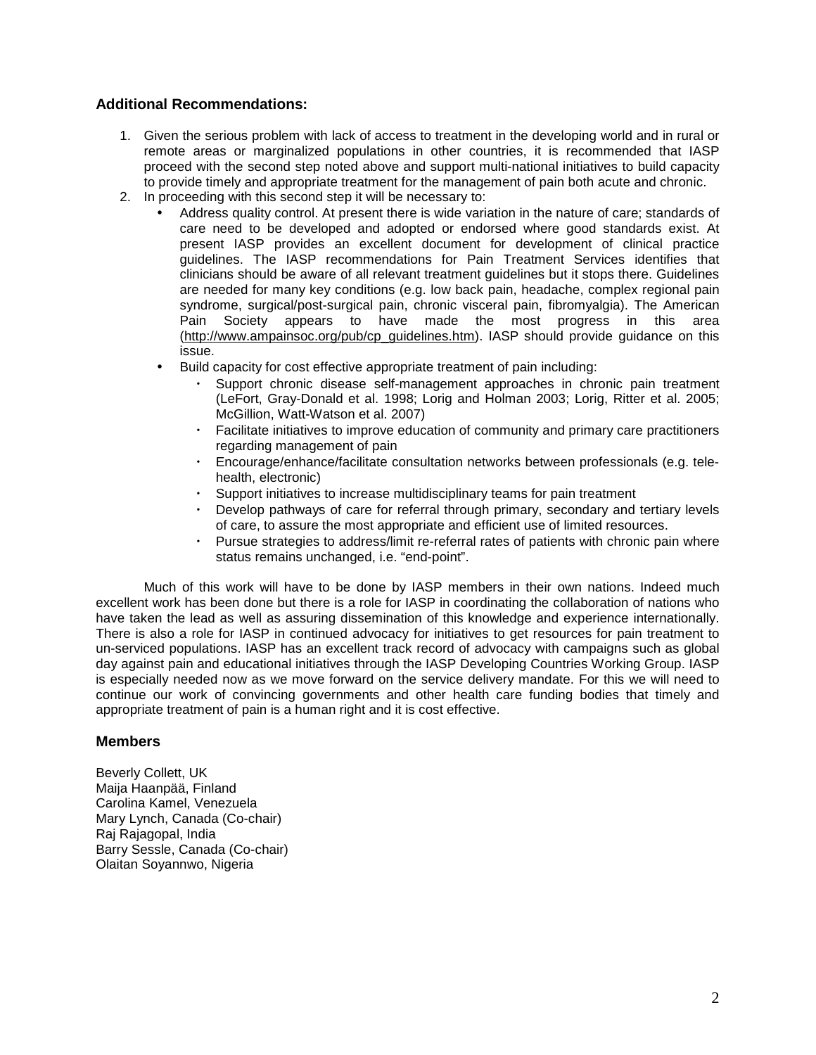### Additional Recommendations:

1. Given the serious problem with lack of access to treatment in the developing world and in rural or remote areas or marginalized populations in other countries, it is recommended that IASP proceed with the second step noted above and support multi-national initiatives to build capacity to provide timely and appropriate treatment for the management of pain both acute and chronic.
2. In proceeding with this second step it will be necessary to:
   - Address quality control. At present there is wide variation in the nature of care; standards of care need to be developed and adopted or endorsed where good standards exist. At present IASP provides an excellent document for development of clinical practice guidelines. The IASP recommendations for Pain Treatment Services identifies that clinicians should be aware of all relevant treatment guidelines but it stops there. Guidelines are needed for many key conditions (e.g. low back pain, headache, complex regional pain syndrome, surgical/post-surgical pain, chronic visceral pain, fibromyalgia). The American Pain Society appears to have made the most progress in this area (http://www.ampainsoc.org/pub/cp_guidelines.htm). IASP should provide guidance on this issue.
   - Build capacity for cost effective appropriate treatment of pain including:
     - Support chronic disease self-management approaches in chronic pain treatment (LeFort, Gray-Donald et al. 1998; Lorig and Holman 2003; Lorig, Ritter et al. 2005; McGillion, Watt-Watson et al. 2007)
     - Facilitate initiatives to improve education of community and primary care practitioners regarding management of pain
     - Encourage/enhance/facilitate consultation networks between professionals (e.g. tele-health, electronic)
     - Support initiatives to increase multidisciplinary teams for pain treatment
     - Develop pathways of care for referral through primary, secondary and tertiary levels of care, to assure the most appropriate and efficient use of limited resources.
     - Pursue strategies to address/limit re-referral rates of patients with chronic pain where status remains unchanged, i.e. "end-point".

Much of this work will have to be done by IASP members in their own nations. Indeed much excellent work has been done but there is a role for IASP in coordinating the collaboration of nations who have taken the lead as well as assuring dissemination of this knowledge and experience internationally. There is also a role for IASP in continued advocacy for initiatives to get resources for pain treatment to un-serviced populations. IASP has an excellent track record of advocacy with campaigns such as global day against pain and educational initiatives through the IASP Developing Countries Working Group. IASP is especially needed now as we move forward on the service delivery mandate. For this we will need to continue our work of convincing governments and other health care funding bodies that timely and appropriate treatment of pain is a human right and it is cost effective.

### Members

Beverly Collett, UK
Maija Haanpää, Finland
Carolina Kamel, Venezuela
Mary Lynch, Canada (Co-chair)
Raj Rajagopal, India
Barry Sessle, Canada (Co-chair)
Olaitan Soyannwo, Nigeria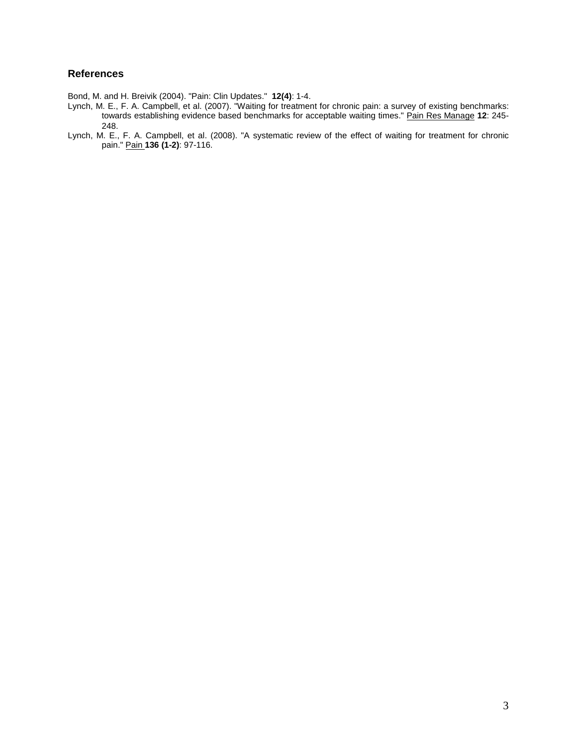## References

Bond, M. and H. Breivik (2004). "Pain: Clin Updates." **12(4)**: 1-4.

Lynch, M. E., F. A. Campbell, et al. (2007). "Waiting for treatment for chronic pain: a survey of existing benchmarks: towards establishing evidence based benchmarks for acceptable waiting times." Pain Res Manage **12**: 245-248.

Lynch, M. E., F. A. Campbell, et al. (2008). "A systematic review of the effect of waiting for treatment for chronic pain." Pain **136 (1-2)**: 97-116.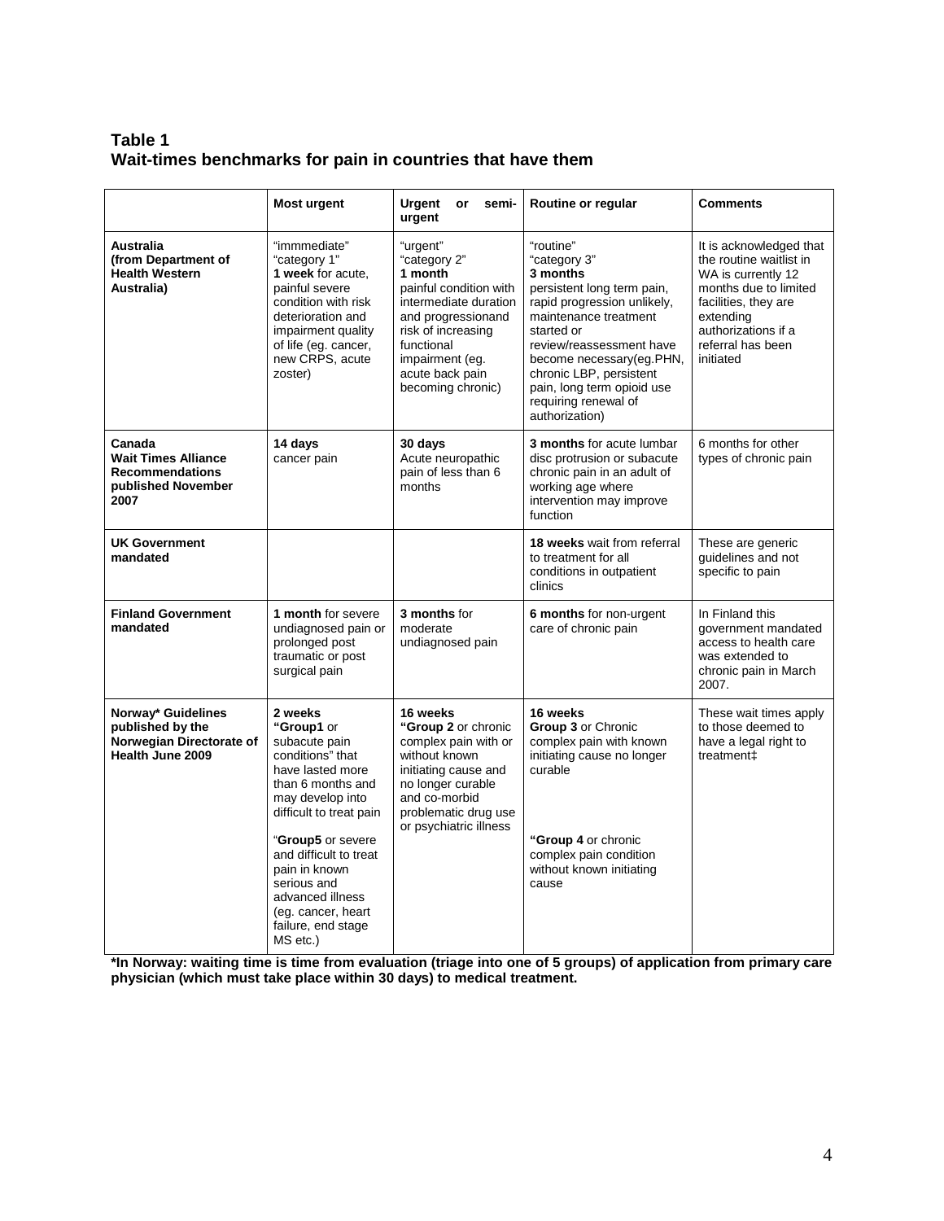**Table 1**
**Wait-times benchmarks for pain in countries that have them**

| | **Most urgent** | **Urgent or semi-urgent** | **Routine or regular** | **Comments** |
|---|---|---|---|---|
| **Australia (from Department of Health Western Australia)** | "immmediate" "category 1" **1 week** for acute, painful severe condition with risk deterioration and impairment quality of life (eg. cancer, new CRPS, acute zoster) | "urgent" "category 2" **1 month** painful condition with intermediate duration and progressionand risk of increasing functional impairment (eg. acute back pain becoming chronic) | "routine" "category 3" **3 months** persistent long term pain, rapid progression unlikely, maintenance treatment started or review/reassessment have become necessary(eg.PHN, chronic LBP, persistent pain, long term opioid use requiring renewal of authorization) | It is acknowledged that the routine waitlist in WA is currently 12 months due to limited facilities, they are extending authorizations if a referral has been initiated |
| **Canada Wait Times Alliance Recommendations published November 2007** | **14 days** cancer pain | **30 days** Acute neuropathic pain of less than 6 months | **3 months** for acute lumbar disc protrusion or subacute chronic pain in an adult of working age where intervention may improve function | 6 months for other types of chronic pain |
| **UK Government mandated** | | | **18 weeks** wait from referral to treatment for all conditions in outpatient clinics | These are generic guidelines and not specific to pain |
| **Finland Government mandated** | **1 month** for severe undiagnosed pain or prolonged post traumatic or post surgical pain | **3 months** for moderate undiagnosed pain | **6 months** for non-urgent care of chronic pain | In Finland this government mandated access to health care was extended to chronic pain in March 2007. |
| **Norway* Guidelines published by the Norwegian Directorate of Health June 2009** | **2 weeks** **"Group1** or subacute pain conditions" that have lasted more than 6 months and may develop into difficult to treat pain<br><br>"**Group5** or severe and difficult to treat pain in known serious and advanced illness (eg. cancer, heart failure, end stage MS etc.) | **16 weeks** **"Group 2** or chronic complex pain with or without known initiating cause and no longer curable and co-morbid problematic drug use or psychiatric illness | **16 weeks** **Group 3** or Chronic complex pain with known initiating cause no longer curable<br><br>**"Group 4** or chronic complex pain condition without known initiating cause | These wait times apply to those deemed to have a legal right to treatment‡ |

**\*In Norway: waiting time is time from evaluation (triage into one of 5 groups) of application from primary care physician (which must take place within 30 days) to medical treatment.**